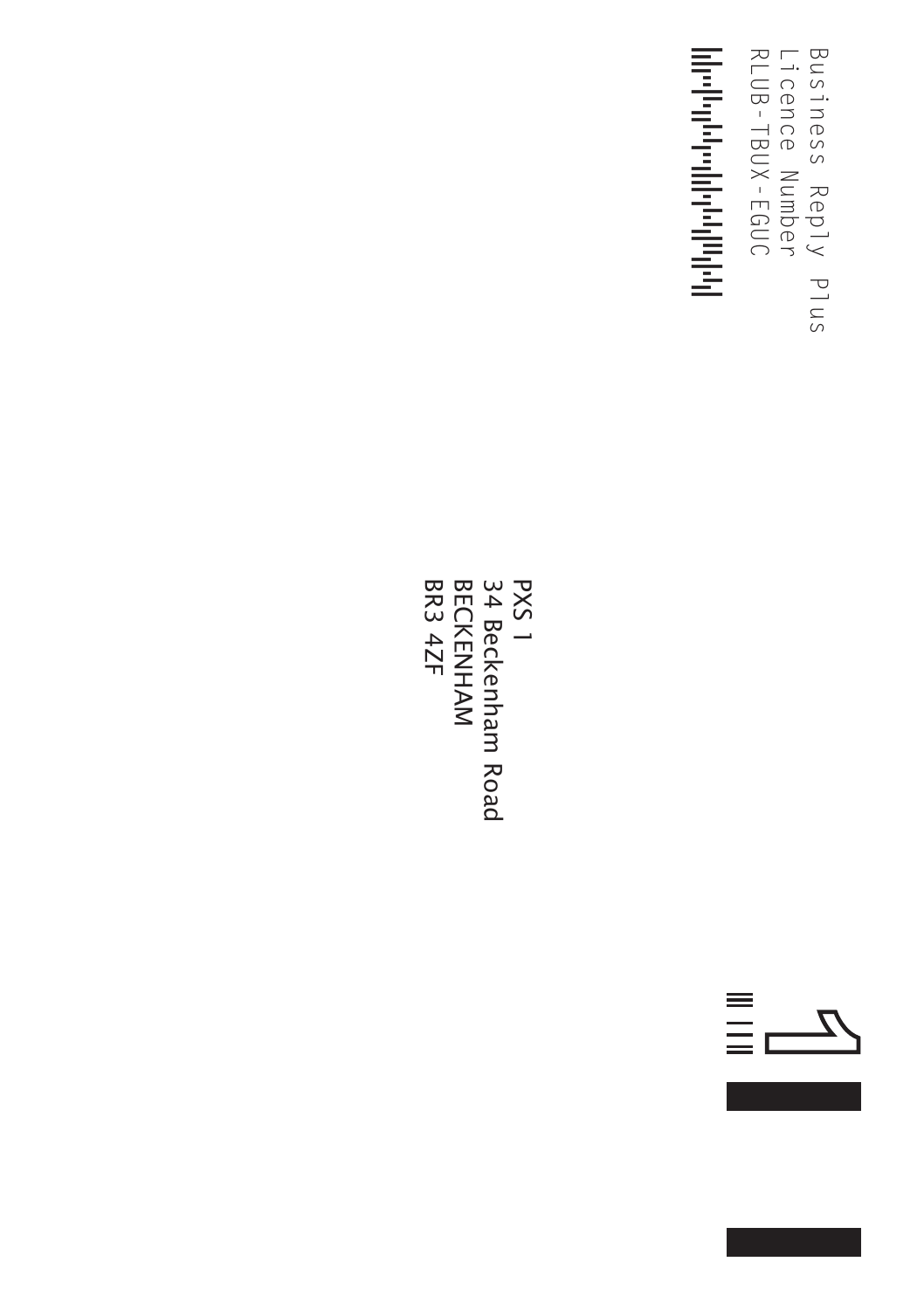Business Reply Plus
Licence Number
RLUB-TBUX-EGUC

PXS 1
34 Beckenham Road
BECKENHAM
BR3 4ZF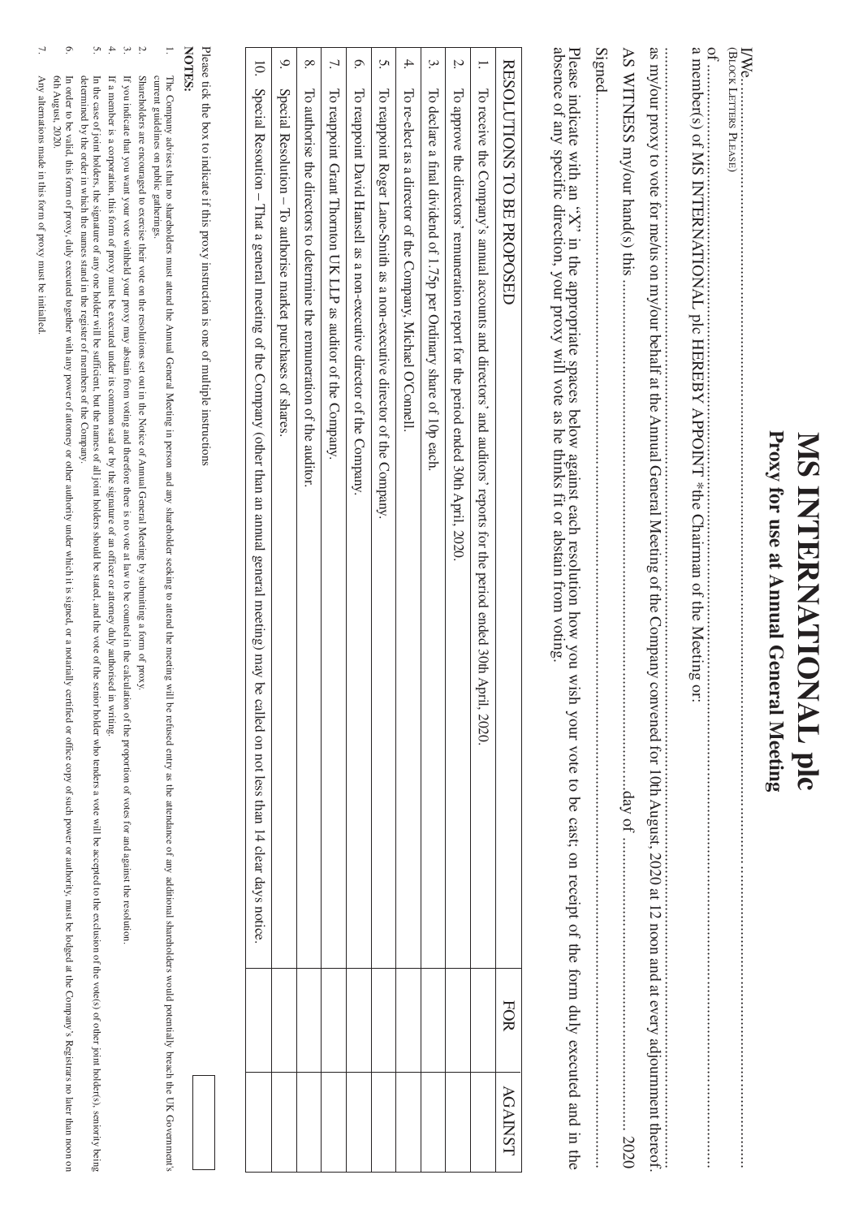# MS INTERNATIONAL plc

## Proxy for use at Annual General Meeting

I/We.......................................................................................................................................................................................................
(Block Letters Please)

of...........................................................................................................................................................................................................

a member(s) of MS INTERNATIONAL plc HEREBY APPOINT *the Chairman of the Meeting or:

.............................................................................................................................................................................................................

as my/our proxy to vote for me/us on my/our behalf at the Annual General Meeting of the Company convened for 10th August, 2020 at 12 noon and at every adjournment thereof.

AS WITNESS my/our hand(s) this ............................................................................ day of ........................................................... 2020

Signed......................................................................................................................................................................................................

Please indicate with an "X" in the appropriate spaces below against each resolution how you wish your vote to be cast; on receipt of the form duly executed and in the absence of any specific direction, your proxy will vote as he thinks fit or abstain from voting.

| RESOLUTIONS TO BE PROPOSED | FOR | AGAINST |
|---|---|---|
| 1. To receive the Company's annual accounts and directors' and auditors' reports for the period ended 30th April, 2020. | | |
| 2. To approve the directors' remuneration report for the period ended 30th April, 2020. | | |
| 3. To declare a final dividend of 1.75p per Ordinary share of 10p each. | | |
| 4. To re-elect as a director of the Company, Michael O'Connell. | | |
| 5. To reappoint Roger Lane-Smith as a non-executive director of the Company. | | |
| 6. To reappoint David Hansell as a non-executive director of the Company. | | |
| 7. To reappoint Grant Thornton UK LLP as auditor of the Company. | | |
| 8. To authorise the directors to determine the remuneration of the auditor. | | |
| 9. Special Resolution – To authorise market purchases of shares. | | |
| 10. Special Resoution – That a general meeting of the Company (other than an annual general meeting) may be called on not less than 14 clear days notice. | | |

Please tick the box to indicate if this proxy instruction is one of multiple instructions ☐

**NOTES:**

1. The Company advises that no shareholders must attend the Annual General Meeting in person and any shareholder seeking to attend the meeting will be refused entry as the attendance of any additional shareholders would potentially breach the UK Government's current guidelines on public gatherings.
2. Shareholders are encouraged to exercise their vote on the resolutions set out in the Notice of Annual General Meeting by submitting a form of proxy.
3. If you indicate that you want your vote withheld your proxy may abstain from voting and therefore there is no vote at law to be counted in the calculation of the proportion of votes for and against the resolution.
4. If a member is a corporation, this form of proxy must be executed under its common seal or by the signature of an officer or attorney duly authorised in writing.
5. In the case of joint holders, the signature of any one holder will be sufficient, but the names of all joint holders should be stated, and the vote of the senior holder who tenders a vote will be accepted to the exclusion of the vote(s) of other joint holder(s), seniority being determined by the order in which the names stand in the register of members of the Company.
6. In order to be valid, this form of proxy, duly executed together with any power of attorney or other authority under which it is signed, or a notarially certified or office copy of such power or authority, must be lodged at the Company's Registrars no later than noon on 6th August, 2020.
7. Any alternations made in this form of proxy must be initialled.